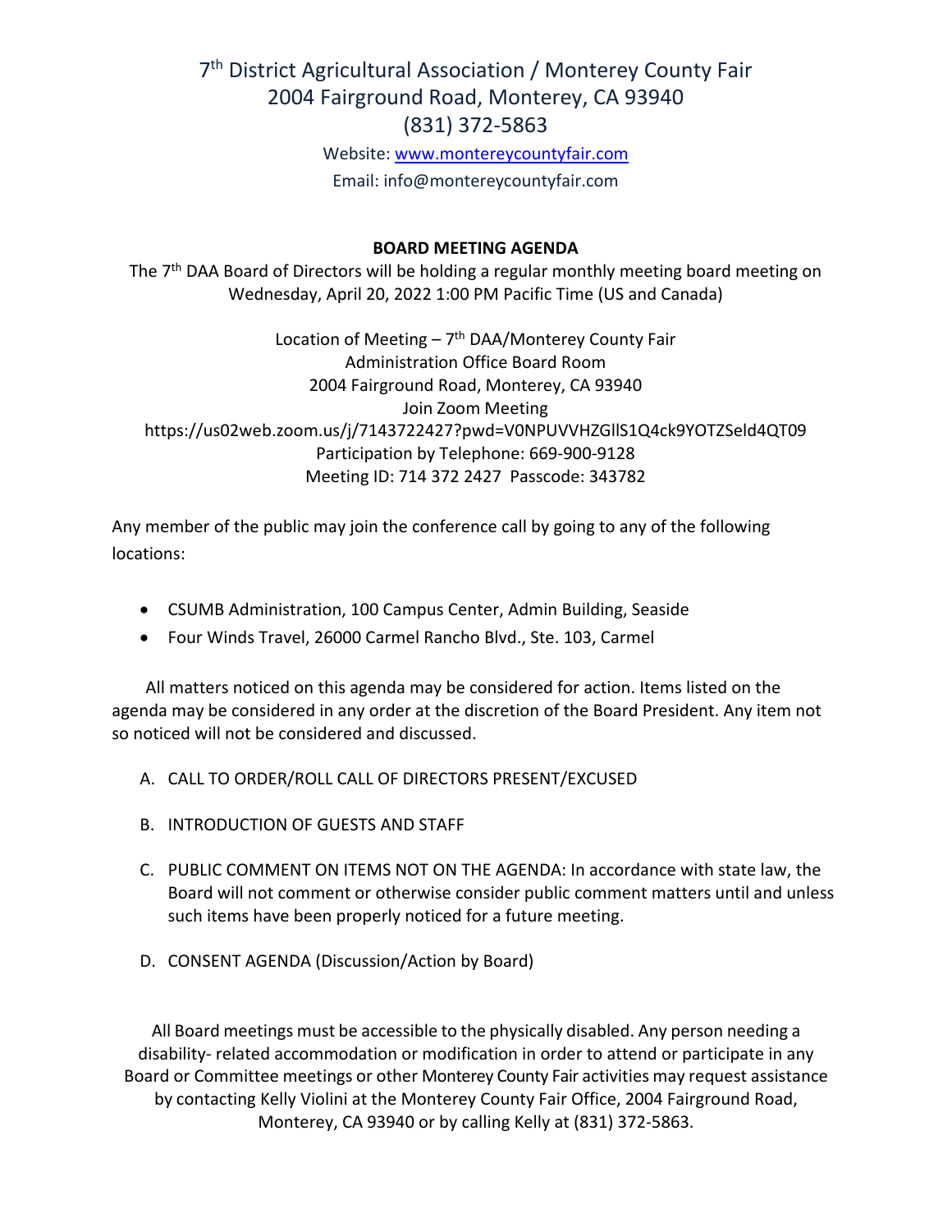# 7th District Agricultural Association / Monterey County Fair

2004 Fairground Road, Monterey, CA 93940

(831) 372-5863

Website: www.montereycountyfair.com

Email: info@montereycountyfair.com

**BOARD MEETING AGENDA**

The 7th DAA Board of Directors will be holding a regular monthly meeting board meeting on Wednesday, April 20, 2022 1:00 PM Pacific Time (US and Canada)

Location of Meeting – 7th DAA/Monterey County Fair
Administration Office Board Room
2004 Fairground Road, Monterey, CA 93940
Join Zoom Meeting
https://us02web.zoom.us/j/7143722427?pwd=V0NPUVVHZGllS1Q4ck9YOTZSeld4QT09
Participation by Telephone: 669-900-9128
Meeting ID: 714 372 2427 Passcode: 343782

Any member of the public may join the conference call by going to any of the following locations:

- CSUMB Administration, 100 Campus Center, Admin Building, Seaside
- Four Winds Travel, 26000 Carmel Rancho Blvd., Ste. 103, Carmel

All matters noticed on this agenda may be considered for action. Items listed on the agenda may be considered in any order at the discretion of the Board President. Any item not so noticed will not be considered and discussed.

A. CALL TO ORDER/ROLL CALL OF DIRECTORS PRESENT/EXCUSED

B. INTRODUCTION OF GUESTS AND STAFF

C. PUBLIC COMMENT ON ITEMS NOT ON THE AGENDA: In accordance with state law, the Board will not comment or otherwise consider public comment matters until and unless such items have been properly noticed for a future meeting.

D. CONSENT AGENDA (Discussion/Action by Board)

All Board meetings must be accessible to the physically disabled. Any person needing a disability- related accommodation or modification in order to attend or participate in any Board or Committee meetings or other Monterey County Fair activities may request assistance by contacting Kelly Violini at the Monterey County Fair Office, 2004 Fairground Road, Monterey, CA 93940 or by calling Kelly at (831) 372-5863.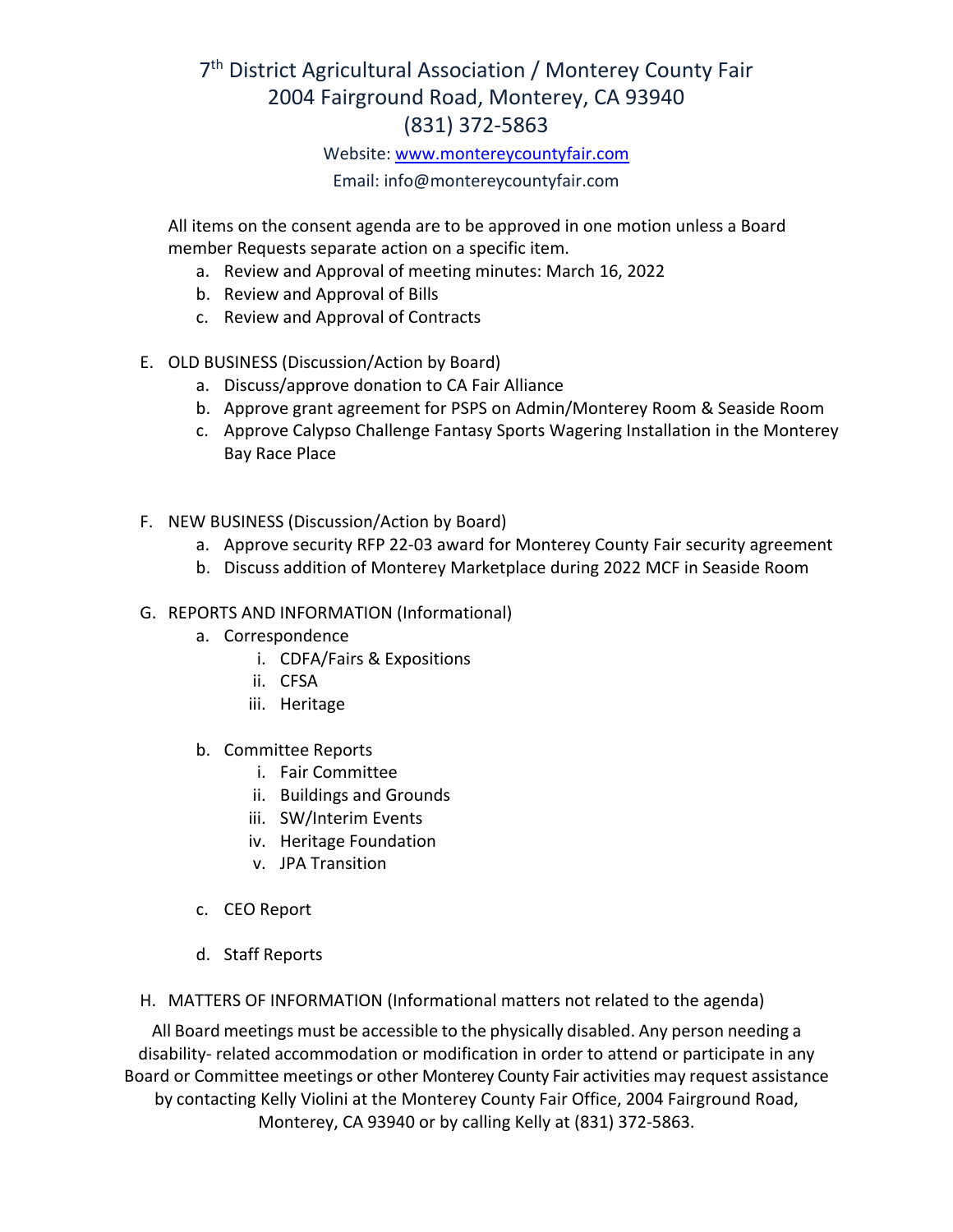# 7th District Agricultural Association / Monterey County Fair
## 2004 Fairground Road, Monterey, CA 93940
## (831) 372-5863

Website: www.montereycountyfair.com

Email: info@montereycountyfair.com

All items on the consent agenda are to be approved in one motion unless a Board member Requests separate action on a specific item.

a. Review and Approval of meeting minutes: March 16, 2022
b. Review and Approval of Bills
c. Review and Approval of Contracts

E. OLD BUSINESS (Discussion/Action by Board)
   a. Discuss/approve donation to CA Fair Alliance
   b. Approve grant agreement for PSPS on Admin/Monterey Room & Seaside Room
   c. Approve Calypso Challenge Fantasy Sports Wagering Installation in the Monterey Bay Race Place

F. NEW BUSINESS (Discussion/Action by Board)
   a. Approve security RFP 22-03 award for Monterey County Fair security agreement
   b. Discuss addition of Monterey Marketplace during 2022 MCF in Seaside Room

G. REPORTS AND INFORMATION (Informational)
   a. Correspondence
      i. CDFA/Fairs & Expositions
      ii. CFSA
      iii. Heritage
   b. Committee Reports
      i. Fair Committee
      ii. Buildings and Grounds
      iii. SW/Interim Events
      iv. Heritage Foundation
      v. JPA Transition
   c. CEO Report
   d. Staff Reports

H. MATTERS OF INFORMATION (Informational matters not related to the agenda)

All Board meetings must be accessible to the physically disabled. Any person needing a disability- related accommodation or modification in order to attend or participate in any Board or Committee meetings or other Monterey County Fair activities may request assistance by contacting Kelly Violini at the Monterey County Fair Office, 2004 Fairground Road, Monterey, CA 93940 or by calling Kelly at (831) 372-5863.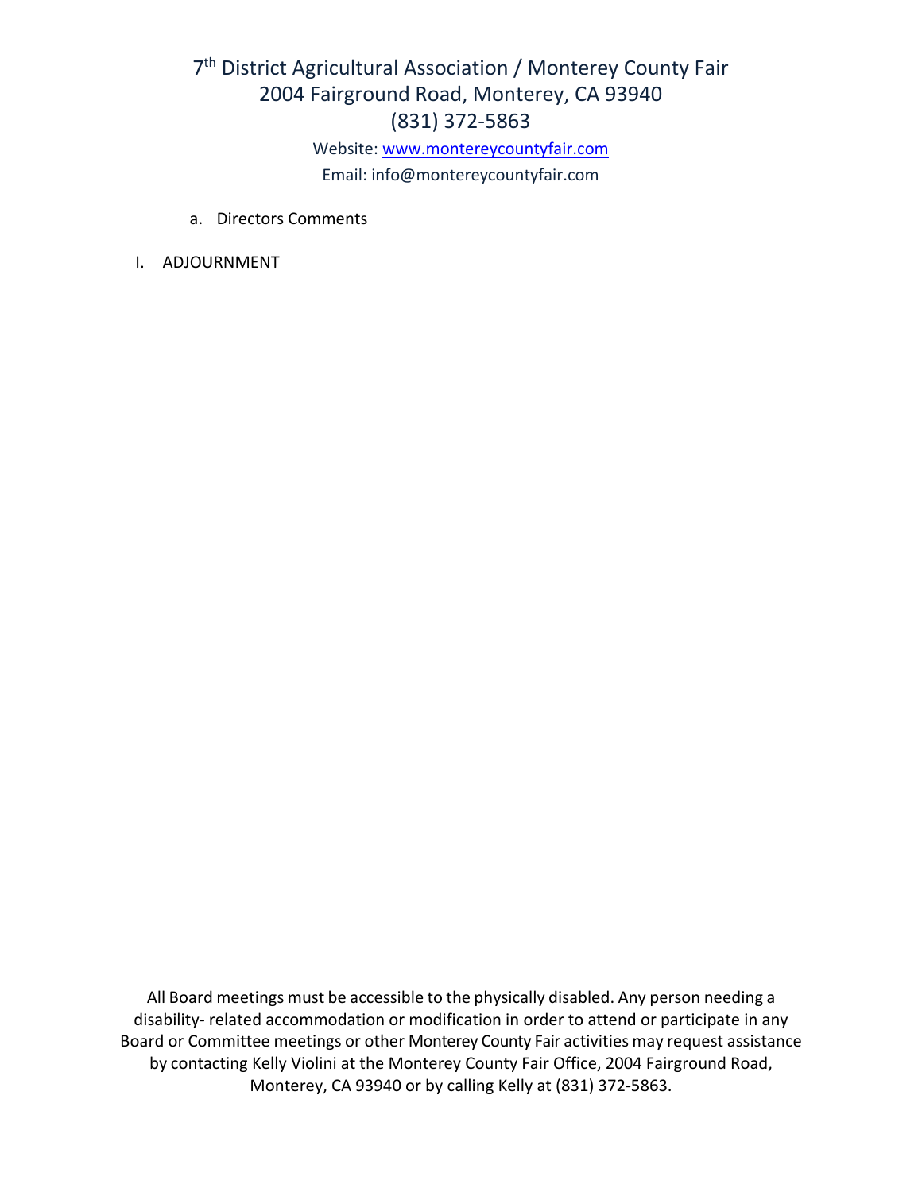7th District Agricultural Association / Monterey County Fair
2004 Fairground Road, Monterey, CA 93940
(831) 372-5863

Website: www.montereycountyfair.com
Email: info@montereycountyfair.com

a. Directors Comments

I. ADJOURNMENT

All Board meetings must be accessible to the physically disabled. Any person needing a disability- related accommodation or modification in order to attend or participate in any Board or Committee meetings or other Monterey County Fair activities may request assistance by contacting Kelly Violini at the Monterey County Fair Office, 2004 Fairground Road, Monterey, CA 93940 or by calling Kelly at (831) 372-5863.